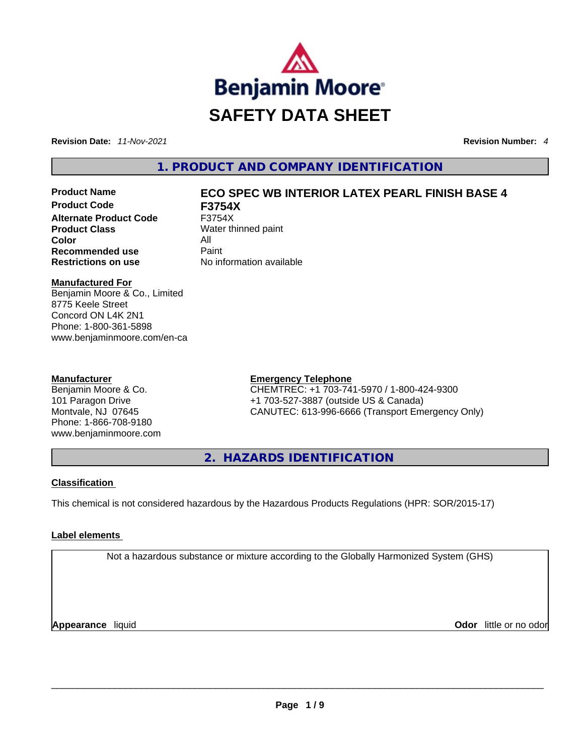Benjamin Moore

# SAFETY DATA SHEET

**Revision Date:** *11-Nov-2021* **Revision Number:** *4*

## 1. PRODUCT AND COMPANY IDENTIFICATION

| | |
|---|---|
| **Product Name** | **ECO SPEC WB INTERIOR LATEX PEARL FINISH BASE 4** |
| **Product Code** | **F3754X** |
| **Alternate Product Code** | F3754X |
| **Product Class** | Water thinned paint |
| **Color** | All |
| **Recommended use** | Paint |
| **Restrictions on use** | No information available |

**Manufactured For**
Benjamin Moore & Co., Limited
8775 Keele Street
Concord ON L4K 2N1
Phone: 1-800-361-5898
www.benjaminmoore.com/en-ca

**Manufacturer**
Benjamin Moore & Co.
101 Paragon Drive
Montvale, NJ 07645
Phone: 1-866-708-9180
www.benjaminmoore.com

**Emergency Telephone**
CHEMTREC: +1 703-741-5970 / 1-800-424-9300
+1 703-527-3887 (outside US & Canada)
CANUTEC: 613-996-6666 (Transport Emergency Only)

## 2. HAZARDS IDENTIFICATION

**Classification**

This chemical is not considered hazardous by the Hazardous Products Regulations (HPR: SOR/2015-17)

**Label elements**

Not a hazardous substance or mixture according to the Globally Harmonized System (GHS)

**Appearance** liquid **Odor** little or no odor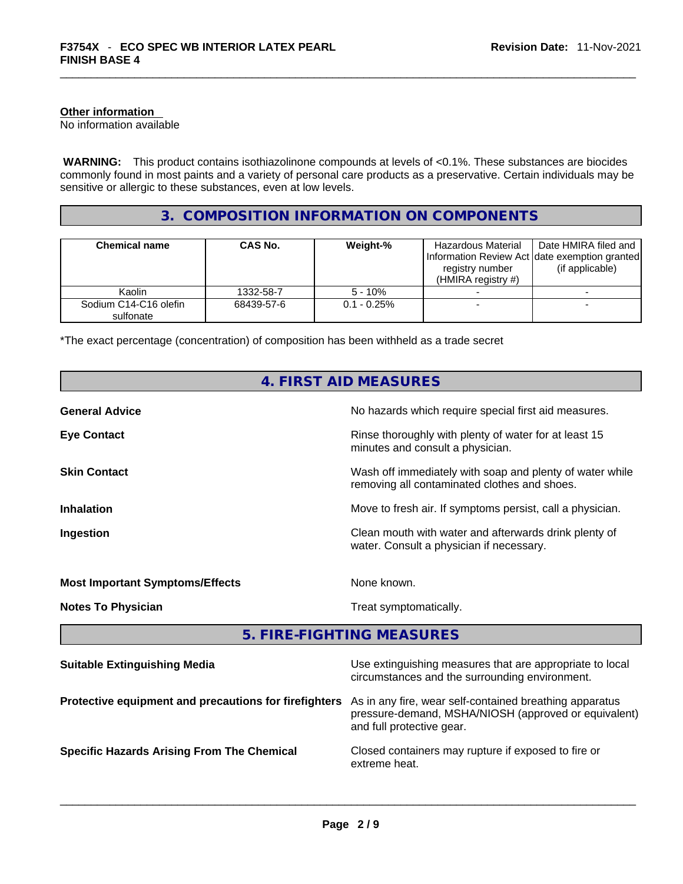**Other information**

No information available

**WARNING:** This product contains isothiazolinone compounds at levels of <0.1%. These substances are biocides commonly found in most paints and a variety of personal care products as a preservative. Certain individuals may be sensitive or allergic to these substances, even at low levels.

## 3. COMPOSITION INFORMATION ON COMPONENTS

| Chemical name | CAS No. | Weight-% | Hazardous Material Information Review Act registry number (HMIRA registry #) | Date HMIRA filed and date exemption granted (if applicable) |
|---|---|---|---|---|
| Kaolin | 1332-58-7 | 5 - 10% | - | - |
| Sodium C14-C16 olefin sulfonate | 68439-57-6 | 0.1 - 0.25% | - | - |

*The exact percentage (concentration) of composition has been withheld as a trade secret

## 4. FIRST AID MEASURES

**General Advice**
No hazards which require special first aid measures.

**Eye Contact**
Rinse thoroughly with plenty of water for at least 15 minutes and consult a physician.

**Skin Contact**
Wash off immediately with soap and plenty of water while removing all contaminated clothes and shoes.

**Inhalation**
Move to fresh air. If symptoms persist, call a physician.

**Ingestion**
Clean mouth with water and afterwards drink plenty of water. Consult a physician if necessary.

**Most Important Symptoms/Effects**
None known.

**Notes To Physician**
Treat symptomatically.

## 5. FIRE-FIGHTING MEASURES

**Suitable Extinguishing Media**
Use extinguishing measures that are appropriate to local circumstances and the surrounding environment.

**Protective equipment and precautions for firefighters**
As in any fire, wear self-contained breathing apparatus pressure-demand, MSHA/NIOSH (approved or equivalent) and full protective gear.

**Specific Hazards Arising From The Chemical**
Closed containers may rupture if exposed to fire or extreme heat.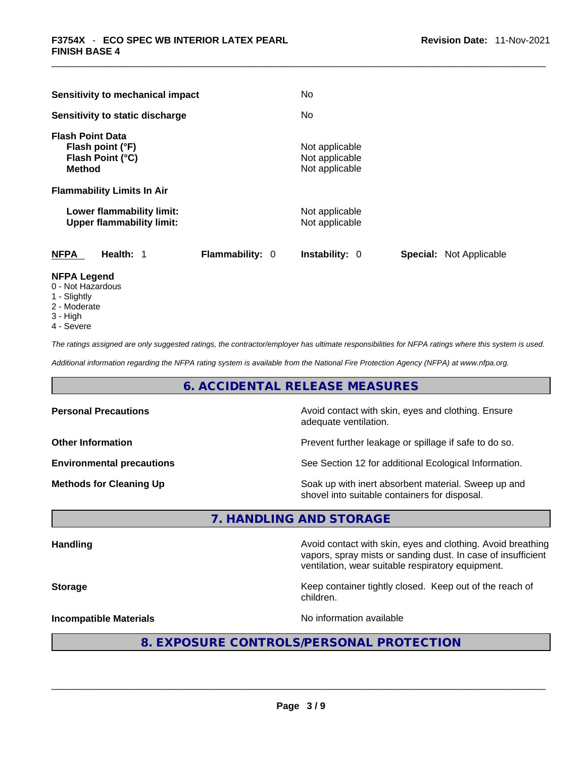| | |
|---|---|
| **Sensitivity to mechanical impact** | No |
| **Sensitivity to static discharge** | No |

**Flash Point Data**

| | |
|---|---|
| **Flash point (°F)** | Not applicable |
| **Flash Point (°C)** | Not applicable |
| **Method** | Not applicable |

**Flammability Limits In Air**

| | |
|---|---|
| **Lower flammability limit:** | Not applicable |
| **Upper flammability limit:** | Not applicable |

| **NFPA** | **Health:** 1 | **Flammability:** 0 | **Instability:** 0 | **Special:** Not Applicable |
|---|---|---|---|---|

**NFPA Legend**

- 0 - Not Hazardous
- 1 - Slightly
- 2 - Moderate
- 3 - High
- 4 - Severe

*The ratings assigned are only suggested ratings, the contractor/employer has ultimate responsibilities for NFPA ratings where this system is used.*

*Additional information regarding the NFPA rating system is available from the National Fire Protection Agency (NFPA) at www.nfpa.org.*

## 6. ACCIDENTAL RELEASE MEASURES

| | |
|---|---|
| **Personal Precautions** | Avoid contact with skin, eyes and clothing. Ensure adequate ventilation. |
| **Other Information** | Prevent further leakage or spillage if safe to do so. |
| **Environmental precautions** | See Section 12 for additional Ecological Information. |
| **Methods for Cleaning Up** | Soak up with inert absorbent material. Sweep up and shovel into suitable containers for disposal. |

## 7. HANDLING AND STORAGE

| | |
|---|---|
| **Handling** | Avoid contact with skin, eyes and clothing. Avoid breathing vapors, spray mists or sanding dust. In case of insufficient ventilation, wear suitable respiratory equipment. |
| **Storage** | Keep container tightly closed. Keep out of the reach of children. |
| **Incompatible Materials** | No information available |

## 8. EXPOSURE CONTROLS/PERSONAL PROTECTION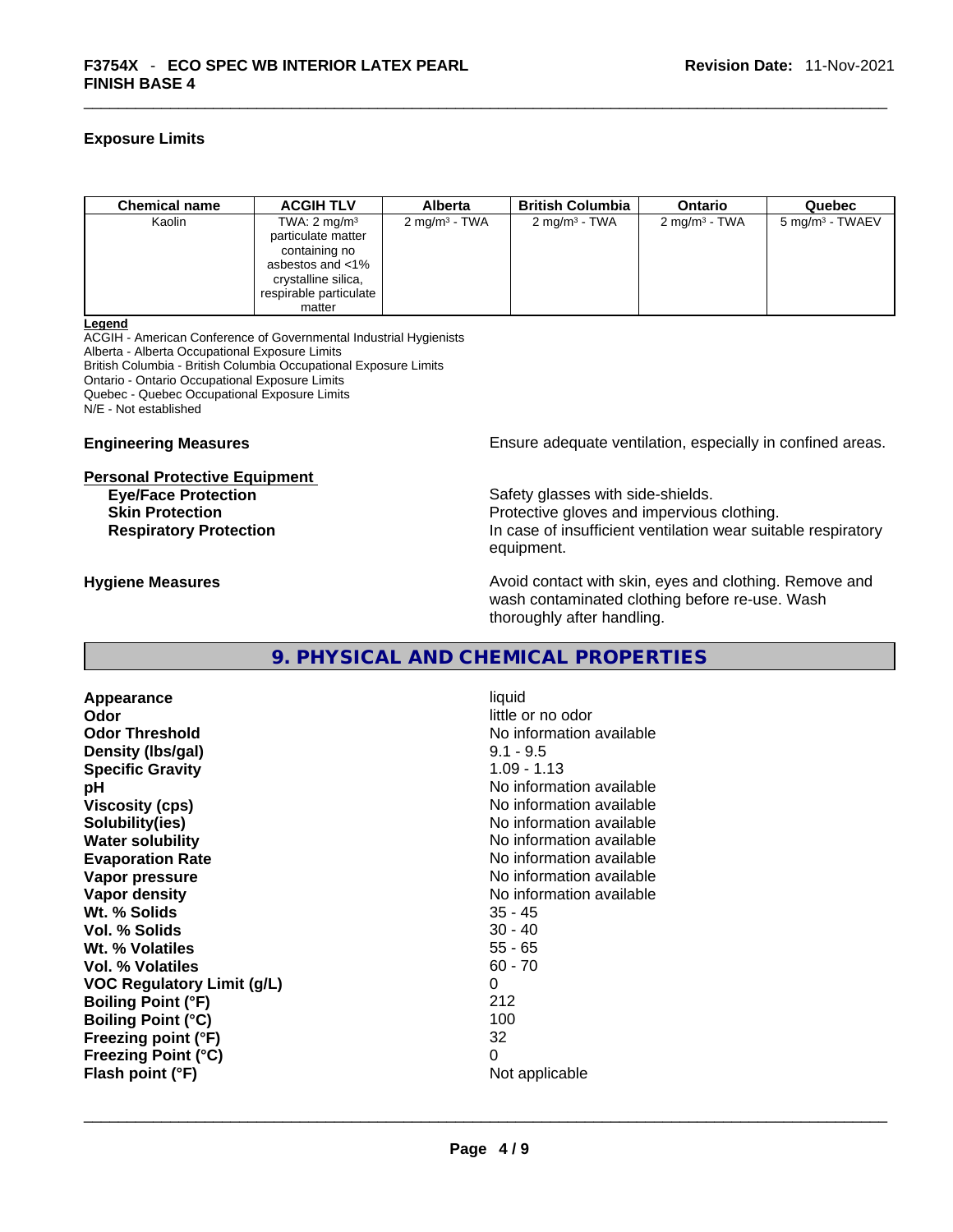### Exposure Limits

| Chemical name | ACGIH TLV | Alberta | British Columbia | Ontario | Quebec |
|---|---|---|---|---|---|
| Kaolin | TWA: 2 mg/m³ particulate matter containing no asbestos and <1% crystalline silica, respirable particulate matter | 2 mg/m³ - TWA | 2 mg/m³ - TWA | 2 mg/m³ - TWA | 5 mg/m³ - TWAEV |

**Legend**
ACGIH - American Conference of Governmental Industrial Hygienists
Alberta - Alberta Occupational Exposure Limits
British Columbia - British Columbia Occupational Exposure Limits
Ontario - Ontario Occupational Exposure Limits
Quebec - Quebec Occupational Exposure Limits
N/E - Not established

**Engineering Measures** Ensure adequate ventilation, especially in confined areas.

**Personal Protective Equipment**

**Eye/Face Protection** Safety glasses with side-shields.
**Skin Protection** Protective gloves and impervious clothing.
**Respiratory Protection** In case of insufficient ventilation wear suitable respiratory equipment.

**Hygiene Measures** Avoid contact with skin, eyes and clothing. Remove and wash contaminated clothing before re-use. Wash thoroughly after handling.

## 9. PHYSICAL AND CHEMICAL PROPERTIES

| | |
|---|---|
| **Appearance** | liquid |
| **Odor** | little or no odor |
| **Odor Threshold** | No information available |
| **Density (lbs/gal)** | 9.1 - 9.5 |
| **Specific Gravity** | 1.09 - 1.13 |
| **pH** | No information available |
| **Viscosity (cps)** | No information available |
| **Solubility(ies)** | No information available |
| **Water solubility** | No information available |
| **Evaporation Rate** | No information available |
| **Vapor pressure** | No information available |
| **Vapor density** | No information available |
| **Wt. % Solids** | 35 - 45 |
| **Vol. % Solids** | 30 - 40 |
| **Wt. % Volatiles** | 55 - 65 |
| **Vol. % Volatiles** | 60 - 70 |
| **VOC Regulatory Limit (g/L)** | 0 |
| **Boiling Point (°F)** | 212 |
| **Boiling Point (°C)** | 100 |
| **Freezing point (°F)** | 32 |
| **Freezing Point (°C)** | 0 |
| **Flash point (°F)** | Not applicable |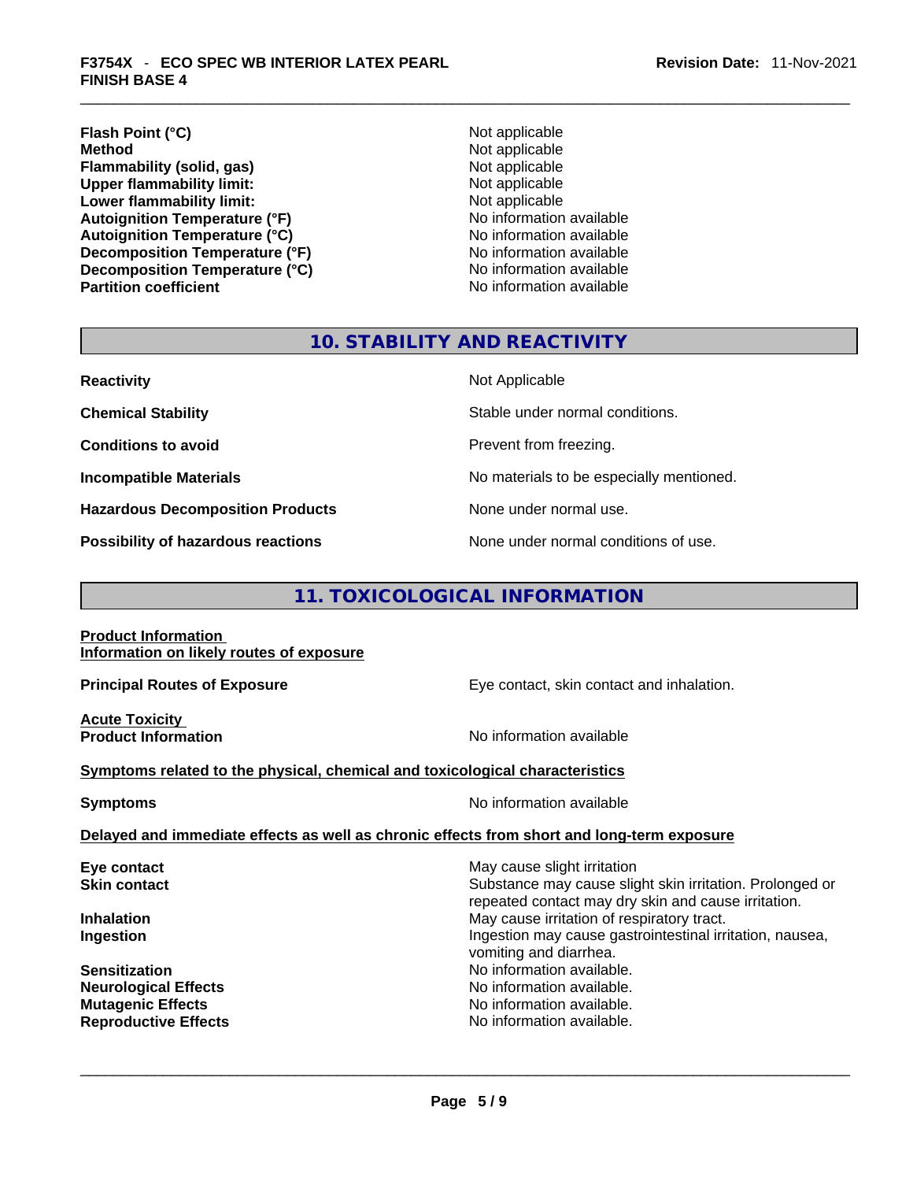| | |
|---|---|
| **Flash Point (°C)** | Not applicable |
| **Method** | Not applicable |
| **Flammability (solid, gas)** | Not applicable |
| **Upper flammability limit:** | Not applicable |
| **Lower flammability limit:** | Not applicable |
| **Autoignition Temperature (°F)** | No information available |
| **Autoignition Temperature (°C)** | No information available |
| **Decomposition Temperature (°F)** | No information available |
| **Decomposition Temperature (°C)** | No information available |
| **Partition coefficient** | No information available |

## 10. STABILITY AND REACTIVITY

| | |
|---|---|
| **Reactivity** | Not Applicable |
| **Chemical Stability** | Stable under normal conditions. |
| **Conditions to avoid** | Prevent from freezing. |
| **Incompatible Materials** | No materials to be especially mentioned. |
| **Hazardous Decomposition Products** | None under normal use. |
| **Possibility of hazardous reactions** | None under normal conditions of use. |

## 11. TOXICOLOGICAL INFORMATION

**Product Information**
**Information on likely routes of exposure**

**Principal Routes of Exposure** — Eye contact, skin contact and inhalation.

**Acute Toxicity**
**Product Information** — No information available

**Symptoms related to the physical, chemical and toxicological characteristics**

**Symptoms** — No information available

**Delayed and immediate effects as well as chronic effects from short and long-term exposure**

| | |
|---|---|
| **Eye contact** | May cause slight irritation |
| **Skin contact** | Substance may cause slight skin irritation. Prolonged or repeated contact may dry skin and cause irritation. |
| **Inhalation** | May cause irritation of respiratory tract. |
| **Ingestion** | Ingestion may cause gastrointestinal irritation, nausea, vomiting and diarrhea. |
| **Sensitization** | No information available. |
| **Neurological Effects** | No information available. |
| **Mutagenic Effects** | No information available. |
| **Reproductive Effects** | No information available. |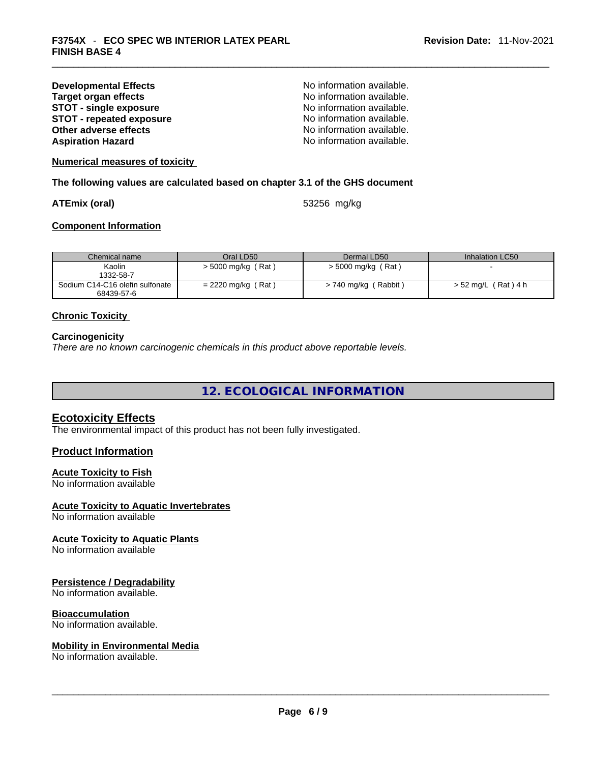**Developmental Effects** No information available.
**Target organ effects** No information available.
**STOT - single exposure** No information available.
**STOT - repeated exposure** No information available.
**Other adverse effects** No information available.
**Aspiration Hazard** No information available.

**Numerical measures of toxicity**

**The following values are calculated based on chapter 3.1 of the GHS document**

**ATEmix (oral)** 53256 mg/kg

**Component Information**

| Chemical name | Oral LD50 | Dermal LD50 | Inhalation LC50 |
|---|---|---|---|
| Kaolin<br>1332-58-7 | > 5000 mg/kg ( Rat ) | > 5000 mg/kg ( Rat ) | - |
| Sodium C14-C16 olefin sulfonate<br>68439-57-6 | = 2220 mg/kg ( Rat ) | > 740 mg/kg ( Rabbit ) | > 52 mg/L ( Rat ) 4 h |

**Chronic Toxicity**

**Carcinogenicity**
*There are no known carcinogenic chemicals in this product above reportable levels.*

## 12. ECOLOGICAL INFORMATION

### Ecotoxicity Effects
The environmental impact of this product has not been fully investigated.

### Product Information

**Acute Toxicity to Fish**
No information available

**Acute Toxicity to Aquatic Invertebrates**
No information available

**Acute Toxicity to Aquatic Plants**
No information available

**Persistence / Degradability**
No information available.

**Bioaccumulation**
No information available.

**Mobility in Environmental Media**
No information available.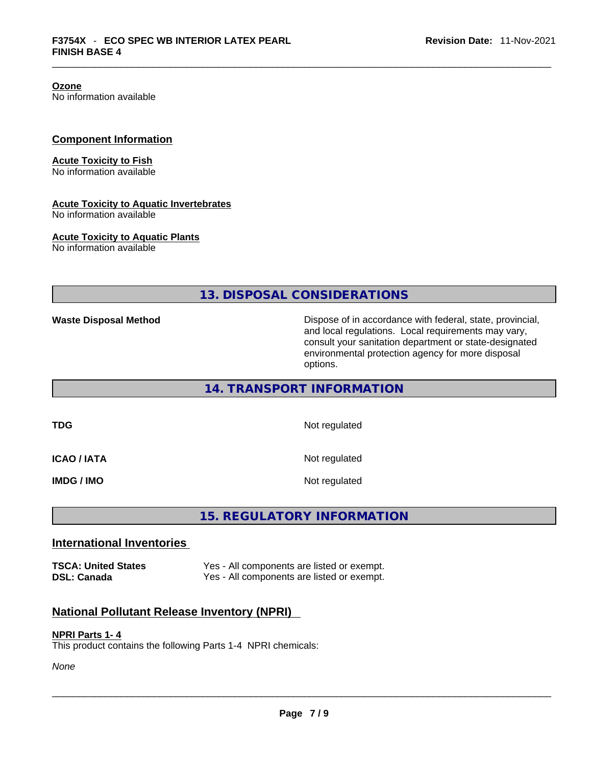**Ozone**
No information available

## Component Information

**Acute Toxicity to Fish**
No information available

**Acute Toxicity to Aquatic Invertebrates**
No information available

**Acute Toxicity to Aquatic Plants**
No information available

# 13. DISPOSAL CONSIDERATIONS

| | |
|---|---|
| **Waste Disposal Method** | Dispose of in accordance with federal, state, provincial, and local regulations. Local requirements may vary, consult your sanitation department or state-designated environmental protection agency for more disposal options. |

# 14. TRANSPORT INFORMATION

| | |
|---|---|
| **TDG** | Not regulated |
| **ICAO / IATA** | Not regulated |
| **IMDG / IMO** | Not regulated |

# 15. REGULATORY INFORMATION

## International Inventories

| | |
|---|---|
| **TSCA: United States** | Yes - All components are listed or exempt. |
| **DSL: Canada** | Yes - All components are listed or exempt. |

## National Pollutant Release Inventory (NPRI)

**NPRI Parts 1- 4**
This product contains the following Parts 1-4 NPRI chemicals:

*None*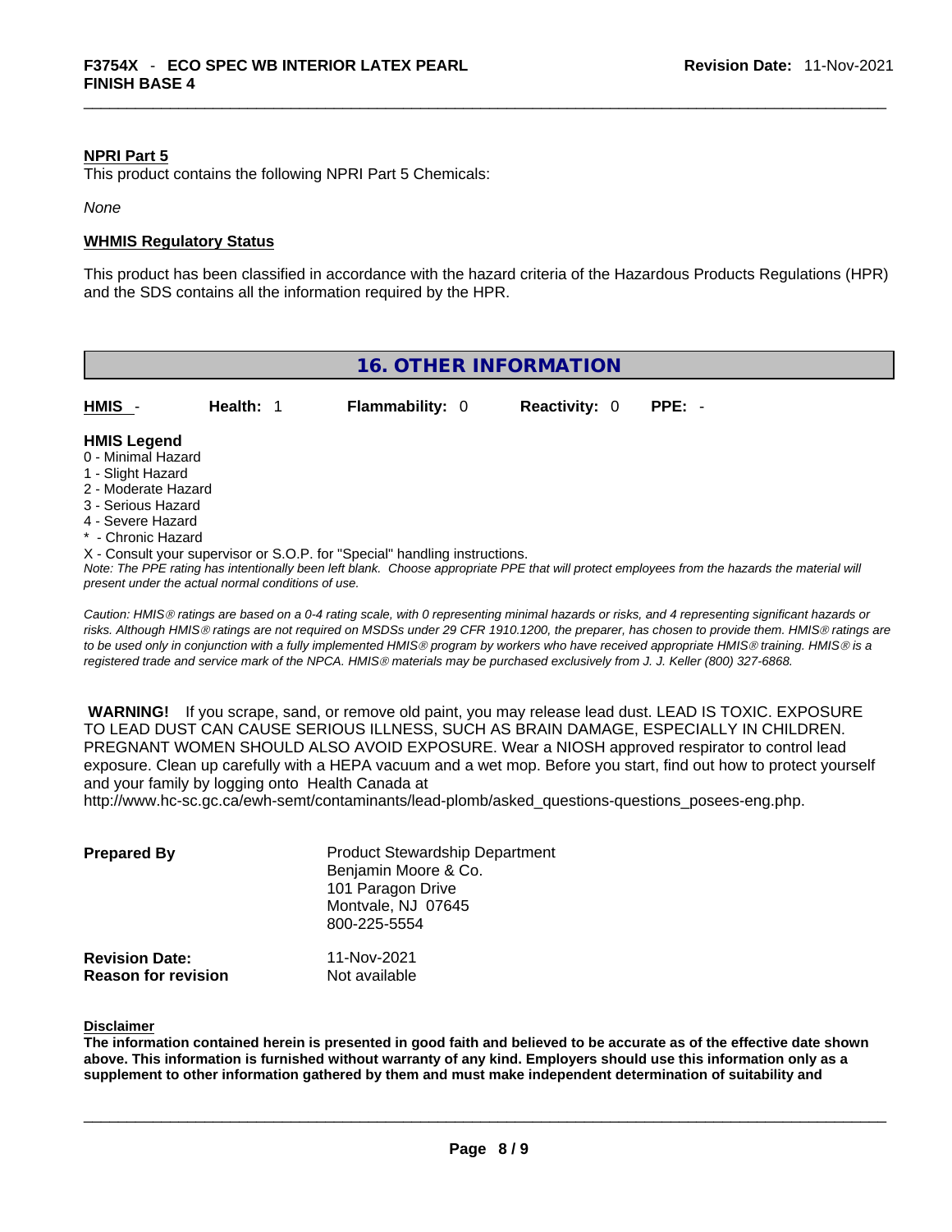**NPRI Part 5**

This product contains the following NPRI Part 5 Chemicals:

*None*

**WHMIS Regulatory Status**

This product has been classified in accordance with the hazard criteria of the Hazardous Products Regulations (HPR) and the SDS contains all the information required by the HPR.

## 16. OTHER INFORMATION

| **HMIS** - | **Health:** 1 | **Flammability:** 0 | **Reactivity:** 0 | **PPE:** - |
|---|---|---|---|---|

**HMIS Legend**

0 - Minimal Hazard
1 - Slight Hazard
2 - Moderate Hazard
3 - Serious Hazard
4 - Severe Hazard
* - Chronic Hazard
X - Consult your supervisor or S.O.P. for "Special" handling instructions.

*Note: The PPE rating has intentionally been left blank. Choose appropriate PPE that will protect employees from the hazards the material will present under the actual normal conditions of use.*

*Caution: HMIS® ratings are based on a 0-4 rating scale, with 0 representing minimal hazards or risks, and 4 representing significant hazards or risks. Although HMIS® ratings are not required on MSDSs under 29 CFR 1910.1200, the preparer, has chosen to provide them. HMIS® ratings are to be used only in conjunction with a fully implemented HMIS® program by workers who have received appropriate HMIS® training. HMIS® is a registered trade and service mark of the NPCA. HMIS® materials may be purchased exclusively from J. J. Keller (800) 327-6868.*

**WARNING!** If you scrape, sand, or remove old paint, you may release lead dust. LEAD IS TOXIC. EXPOSURE TO LEAD DUST CAN CAUSE SERIOUS ILLNESS, SUCH AS BRAIN DAMAGE, ESPECIALLY IN CHILDREN. PREGNANT WOMEN SHOULD ALSO AVOID EXPOSURE. Wear a NIOSH approved respirator to control lead exposure. Clean up carefully with a HEPA vacuum and a wet mop. Before you start, find out how to protect yourself and your family by logging onto Health Canada at http://www.hc-sc.gc.ca/ewh-semt/contaminants/lead-plomb/asked_questions-questions_posees-eng.php.

| | |
|---|---|
| **Prepared By** | Product Stewardship Department<br>Benjamin Moore & Co.<br>101 Paragon Drive<br>Montvale, NJ 07645<br>800-225-5554 |
| **Revision Date:** | 11-Nov-2021 |
| **Reason for revision** | Not available |

**Disclaimer**

**The information contained herein is presented in good faith and believed to be accurate as of the effective date shown above. This information is furnished without warranty of any kind. Employers should use this information only as a supplement to other information gathered by them and must make independent determination of suitability and**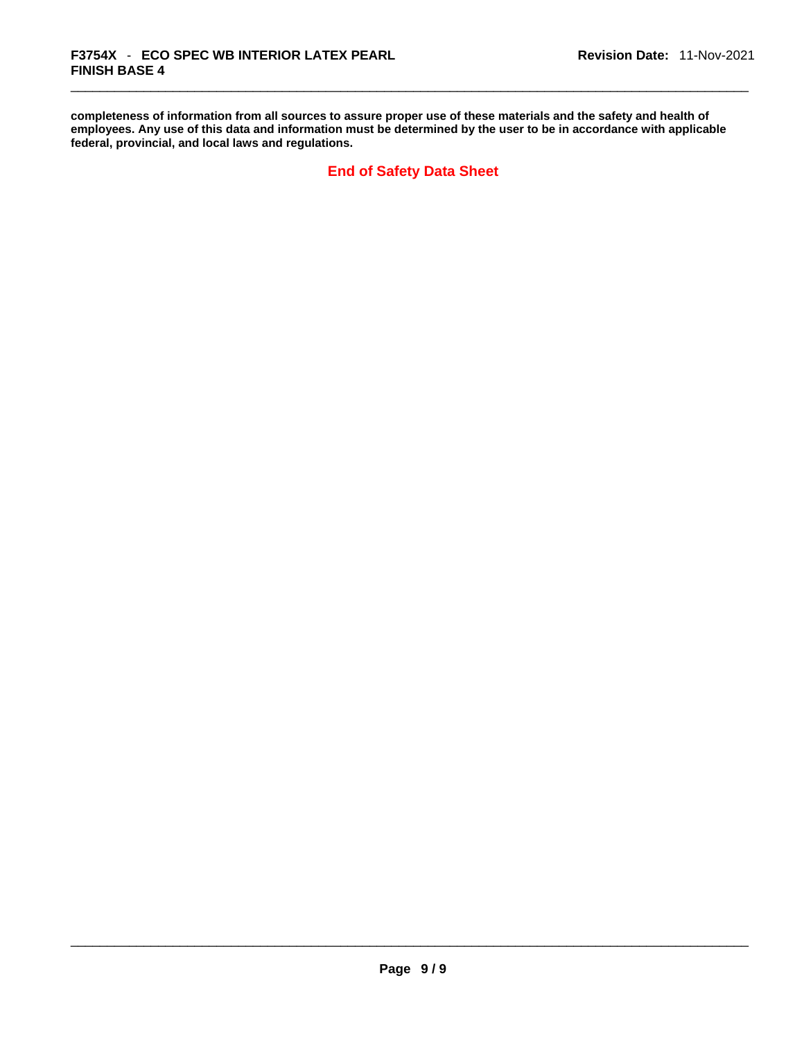**completeness of information from all sources to assure proper use of these materials and the safety and health of employees. Any use of this data and information must be determined by the user to be in accordance with applicable federal, provincial, and local laws and regulations.**

**End of Safety Data Sheet**